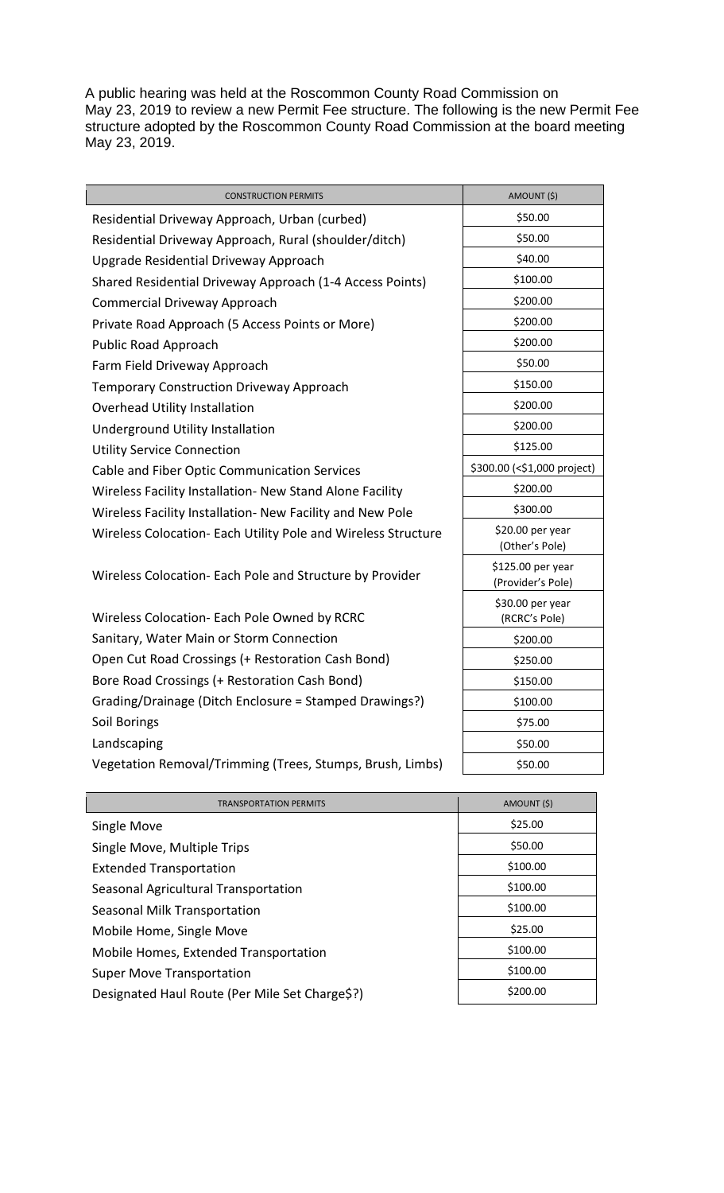A public hearing was held at the Roscommon County Road Commission on May 23, 2019 to review a new Permit Fee structure. The following is the new Permit Fee structure adopted by the Roscommon County Road Commission at the board meeting May 23, 2019.

| CONSTRUCTION PERMITS | AMOUNT ($) |
|---|---|
| Residential Driveway Approach, Urban (curbed) | $50.00 |
| Residential Driveway Approach, Rural (shoulder/ditch) | $50.00 |
| Upgrade Residential Driveway Approach | $40.00 |
| Shared Residential Driveway Approach (1-4 Access Points) | $100.00 |
| Commercial Driveway Approach | $200.00 |
| Private Road Approach (5 Access Points or More) | $200.00 |
| Public Road Approach | $200.00 |
| Farm Field Driveway Approach | $50.00 |
| Temporary Construction Driveway Approach | $150.00 |
| Overhead Utility Installation | $200.00 |
| Underground Utility Installation | $200.00 |
| Utility Service Connection | $125.00 |
| Cable and Fiber Optic Communication Services | $300.00 (<$1,000 project) |
| Wireless Facility Installation- New Stand Alone Facility | $200.00 |
| Wireless Facility Installation- New Facility and New Pole | $300.00 |
| Wireless Colocation- Each Utility Pole and Wireless Structure | $20.00 per year (Other's Pole) |
| Wireless Colocation- Each Pole and Structure by Provider | $125.00 per year (Provider's Pole) |
| Wireless Colocation- Each Pole Owned by RCRC | $30.00 per year (RCRC's Pole) |
| Sanitary, Water Main or Storm Connection | $200.00 |
| Open Cut Road Crossings (+ Restoration Cash Bond) | $250.00 |
| Bore Road Crossings (+ Restoration Cash Bond) | $150.00 |
| Grading/Drainage (Ditch Enclosure = Stamped Drawings?) | $100.00 |
| Soil Borings | $75.00 |
| Landscaping | $50.00 |
| Vegetation Removal/Trimming (Trees, Stumps, Brush, Limbs) | $50.00 |

| TRANSPORTATION PERMITS | AMOUNT ($) |
|---|---|
| Single Move | $25.00 |
| Single Move, Multiple Trips | $50.00 |
| Extended Transportation | $100.00 |
| Seasonal Agricultural Transportation | $100.00 |
| Seasonal Milk Transportation | $100.00 |
| Mobile Home, Single Move | $25.00 |
| Mobile Homes, Extended Transportation | $100.00 |
| Super Move Transportation | $100.00 |
| Designated Haul Route (Per Mile Set Charge$?) | $200.00 |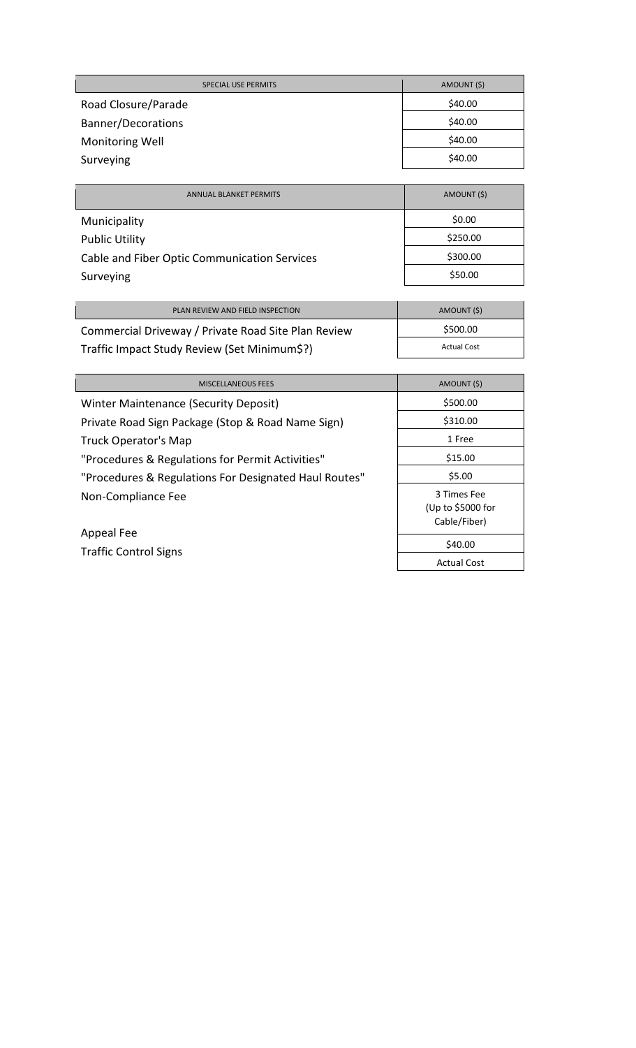| SPECIAL USE PERMITS | AMOUNT ($) |
| --- | --- |
| Road Closure/Parade | $40.00 |
| Banner/Decorations | $40.00 |
| Monitoring Well | $40.00 |
| Surveying | $40.00 |

| ANNUAL BLANKET PERMITS | AMOUNT ($) |
| --- | --- |
| Municipality | $0.00 |
| Public Utility | $250.00 |
| Cable and Fiber Optic Communication Services | $300.00 |
| Surveying | $50.00 |

| PLAN REVIEW AND FIELD INSPECTION | AMOUNT ($) |
| --- | --- |
| Commercial Driveway / Private Road Site Plan Review | $500.00 |
| Traffic Impact Study Review (Set Minimum$?) | Actual Cost |

| MISCELLANEOUS FEES | AMOUNT ($) |
| --- | --- |
| Winter Maintenance (Security Deposit) | $500.00 |
| Private Road Sign Package (Stop & Road Name Sign) | $310.00 |
| Truck Operator's Map | 1 Free |
| "Procedures & Regulations for Permit Activities" | $15.00 |
| "Procedures & Regulations For Designated Haul Routes" | $5.00 |
| Non-Compliance Fee | 3 Times Fee (Up to $5000 for Cable/Fiber) |
| Appeal Fee | $40.00 |
| Traffic Control Signs | Actual Cost |